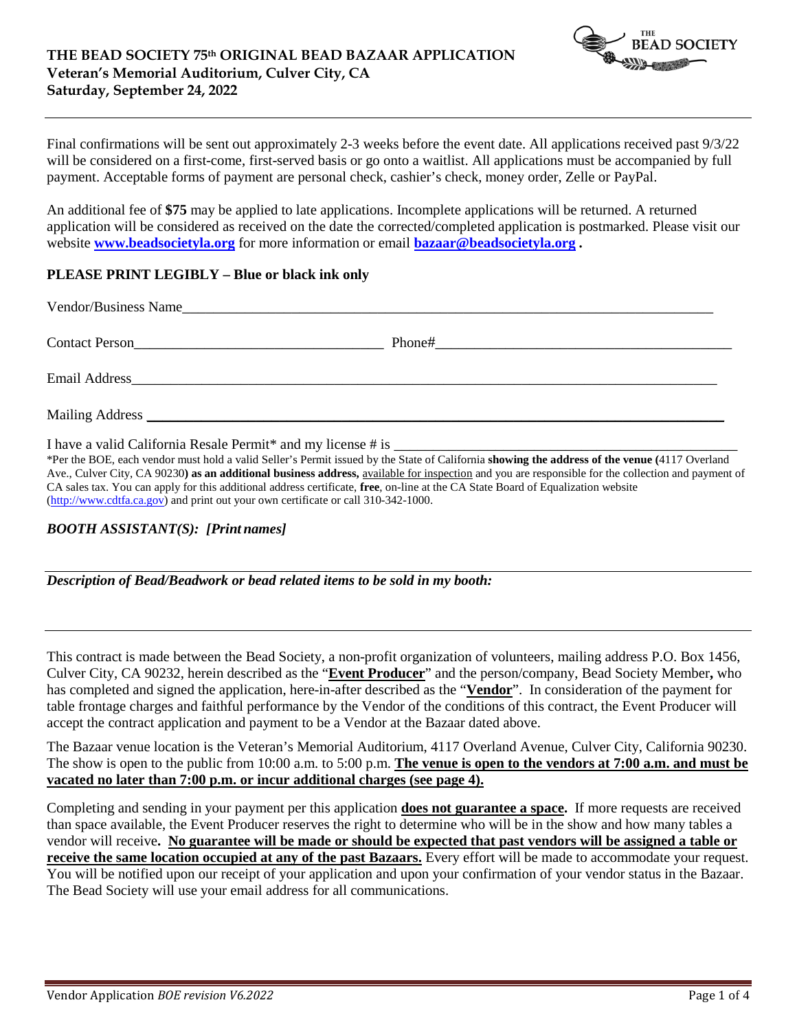# THE BEAD SOCIETY 75th ORIGINAL BEAD BAZAAR APPLICATION

**Veteran's Memorial Auditorium, Culver City, CA**

**Saturday, September 24, 2022**

Final confirmations will be sent out approximately 2-3 weeks before the event date. All applications received past 9/3/22 will be considered on a first-come, first-served basis or go onto a waitlist. All applications must be accompanied by full payment. Acceptable forms of payment are personal check, cashier's check, money order, Zelle or PayPal.

An additional fee of **$75** may be applied to late applications. Incomplete applications will be returned. A returned application will be considered as received on the date the corrected/completed application is postmarked. Please visit our website **www.beadsocietyla.org** for more information or email **bazaar@beadsocietyla.org** .

**PLEASE PRINT LEGIBLY – Blue or black ink only**

Vendor/Business Name\_\_\_\_\_\_\_\_\_\_\_\_\_\_\_\_\_\_\_\_\_\_\_\_\_\_\_\_\_\_\_\_\_\_\_\_\_\_\_\_\_\_\_\_\_\_\_\_\_\_\_\_\_\_\_\_\_\_\_\_

Contact Person\_\_\_\_\_\_\_\_\_\_\_\_\_\_\_\_\_\_\_\_\_\_\_\_\_\_\_\_ Phone#\_\_\_\_\_\_\_\_\_\_\_\_\_\_\_\_\_\_\_\_\_\_\_\_\_\_\_\_\_\_\_\_\_

Email Address\_\_\_\_\_\_\_\_\_\_\_\_\_\_\_\_\_\_\_\_\_\_\_\_\_\_\_\_\_\_\_\_\_\_\_\_\_\_\_\_\_\_\_\_\_\_\_\_\_\_\_\_\_\_\_\_\_\_\_\_\_\_\_\_

Mailing Address \_\_\_\_\_\_\_\_\_\_\_\_\_\_\_\_\_\_\_\_\_\_\_\_\_\_\_\_\_\_\_\_\_\_\_\_\_\_\_\_\_\_\_\_\_\_\_\_\_\_\_\_\_\_\_\_\_\_\_\_\_\_\_

I have a valid California Resale Permit* and my license # is \_\_\_\_\_\_\_\_\_\_\_\_\_\_\_\_\_\_\_\_\_\_\_\_\_\_\_\_\_\_\_\_\_\_\_\_\_\_

*Per the BOE, each vendor must hold a valid Seller's Permit issued by the State of California **showing the address of the venue (**4117 Overland Ave., Culver City, CA 90230**) as an additional business address,** available for inspection and you are responsible for the collection and payment of CA sales tax. You can apply for this additional address certificate, **free**, on-line at the CA State Board of Equalization website (http://www.cdtfa.ca.gov) and print out your own certificate or call 310-342-1000.

***BOOTH ASSISTANT(S): [Print names]***

***Description of Bead/Beadwork or bead related items to be sold in my booth:***

This contract is made between the Bead Society, a non-profit organization of volunteers, mailing address P.O. Box 1456, Culver City, CA 90232, herein described as the "**Event Producer**" and the person/company, Bead Society Member**,** who has completed and signed the application, here-in-after described as the "**Vendor**". In consideration of the payment for table frontage charges and faithful performance by the Vendor of the conditions of this contract, the Event Producer will accept the contract application and payment to be a Vendor at the Bazaar dated above.

The Bazaar venue location is the Veteran's Memorial Auditorium, 4117 Overland Avenue, Culver City, California 90230. The show is open to the public from 10:00 a.m. to 5:00 p.m. **The venue is open to the vendors at 7:00 a.m. and must be vacated no later than 7:00 p.m. or incur additional charges (see page 4).**

Completing and sending in your payment per this application **does not guarantee a space.** If more requests are received than space available, the Event Producer reserves the right to determine who will be in the show and how many tables a vendor will receive**. No guarantee will be made or should be expected that past vendors will be assigned a table or receive the same location occupied at any of the past Bazaars.** Every effort will be made to accommodate your request. You will be notified upon our receipt of your application and upon your confirmation of your vendor status in the Bazaar. The Bead Society will use your email address for all communications.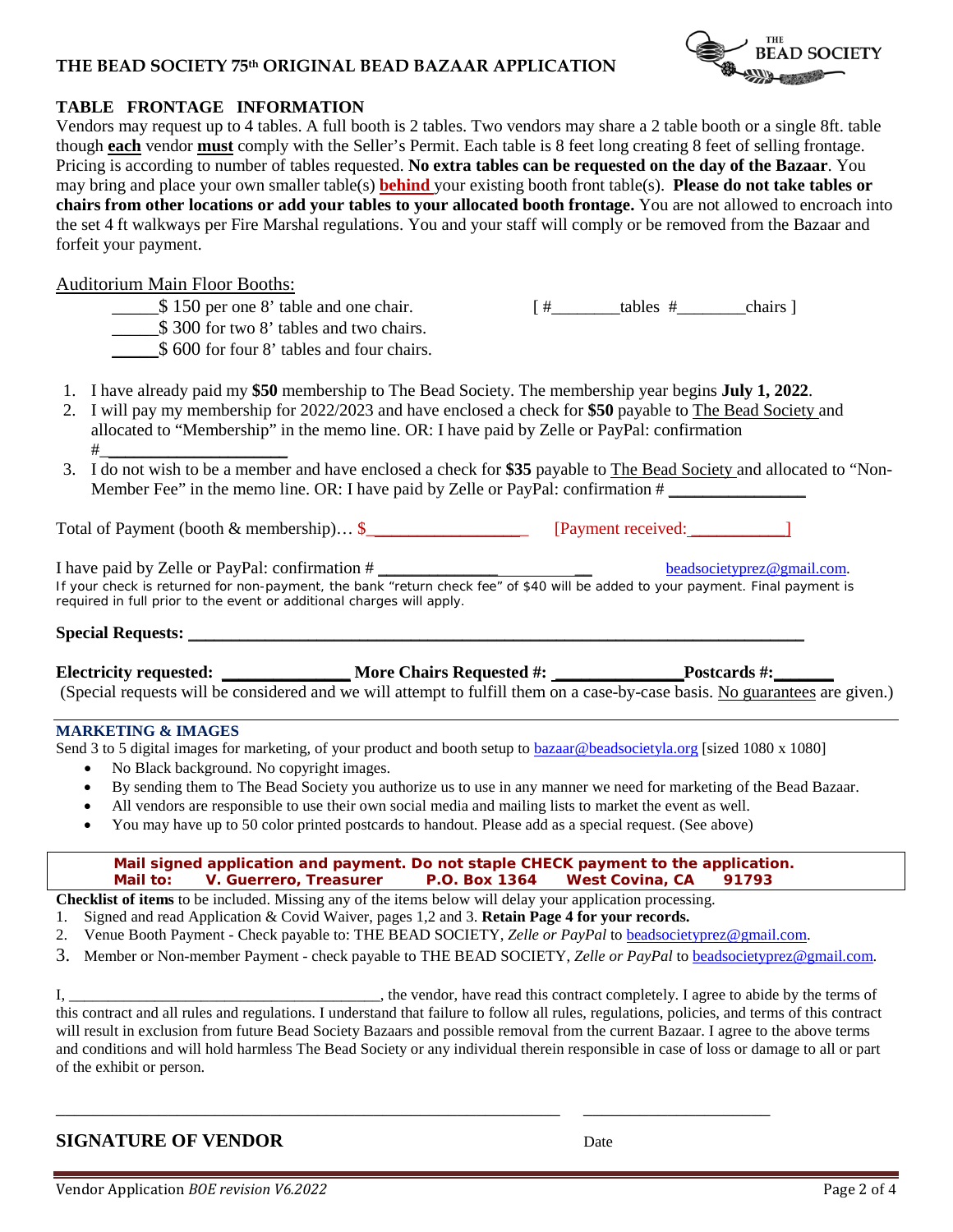# THE BEAD SOCIETY 75th ORIGINAL BEAD BAZAAR APPLICATION

## TABLE FRONTAGE INFORMATION

Vendors may request up to 4 tables. A full booth is 2 tables. Two vendors may share a 2 table booth or a single 8ft. table though **each** vendor **must** comply with the Seller's Permit. Each table is 8 feet long creating 8 feet of selling frontage. Pricing is according to number of tables requested. **No extra tables can be requested on the day of the Bazaar**. You may bring and place your own smaller table(s) **behind** your existing booth front table(s). **Please do not take tables or chairs from other locations or add your tables to your allocated booth frontage.** You are not allowed to encroach into the set 4 ft walkways per Fire Marshal regulations. You and your staff will comply or be removed from the Bazaar and forfeit your payment.

Auditorium Main Floor Booths:

_____$ 150 per one 8' table and one chair. [ #________tables #________chairs ]
_____$ 300 for two 8' tables and two chairs.
_____$ 600 for four 8' tables and four chairs.

1. I have already paid my **$50** membership to The Bead Society. The membership year begins **July 1, 2022**.
2. I will pay my membership for 2022/2023 and have enclosed a check for **$50** payable to The Bead Society and allocated to "Membership" in the memo line. OR: I have paid by Zelle or PayPal: confirmation #_____________________
3. I do not wish to be a member and have enclosed a check for **$35** payable to The Bead Society and allocated to "Non-Member Fee" in the memo line. OR: I have paid by Zelle or PayPal: confirmation # ________________

Total of Payment (booth & membership)… $__________________ [Payment received:___________]

I have paid by Zelle or PayPal: confirmation # ________________________ beadsocietyprez@gmail.com.

If your check is returned for non-payment, the bank "return check fee" of $40 will be added to your payment. Final payment is required in full prior to the event or additional charges will apply.

**Special Requests: ___________________________________________________________________________**

**Electricity requested: ______________ More Chairs Requested #: ______________Postcards #:_______**

(Special requests will be considered and we will attempt to fulfill them on a case-by-case basis. No guarantees are given.)

## MARKETING & IMAGES

Send 3 to 5 digital images for marketing, of your product and booth setup to bazaar@beadsocietyla.org [sized 1080 x 1080]

- No Black background. No copyright images.
- By sending them to The Bead Society you authorize us to use in any manner we need for marketing of the Bead Bazaar.
- All vendors are responsible to use their own social media and mailing lists to market the event as well.
- You may have up to 50 color printed postcards to handout. Please add as a special request. (See above)

**Mail signed application and payment. Do not staple CHECK payment to the application.**
**Mail to: V. Guerrero, Treasurer P.O. Box 1364 West Covina, CA 91793**

**Checklist of items** to be included. Missing any of the items below will delay your application processing.

1. Signed and read Application & Covid Waiver, pages 1,2 and 3. **Retain Page 4 for your records.**
2. Venue Booth Payment - Check payable to: THE BEAD SOCIETY, *Zelle or PayPal* to beadsocietyprez@gmail.com.
3. Member or Non-member Payment - check payable to THE BEAD SOCIETY, *Zelle or PayPal* to beadsocietyprez@gmail.com.

I, ________________________________________, the vendor, have read this contract completely. I agree to abide by the terms of this contract and all rules and regulations. I understand that failure to follow all rules, regulations, policies, and terms of this contract will result in exclusion from future Bead Society Bazaars and possible removal from the current Bazaar. I agree to the above terms and conditions and will hold harmless The Bead Society or any individual therein responsible in case of loss or damage to all or part of the exhibit or person.

_______________________________________________________________ _______________________

**SIGNATURE OF VENDOR** Date

Vendor Application *BOE revision V6.2022*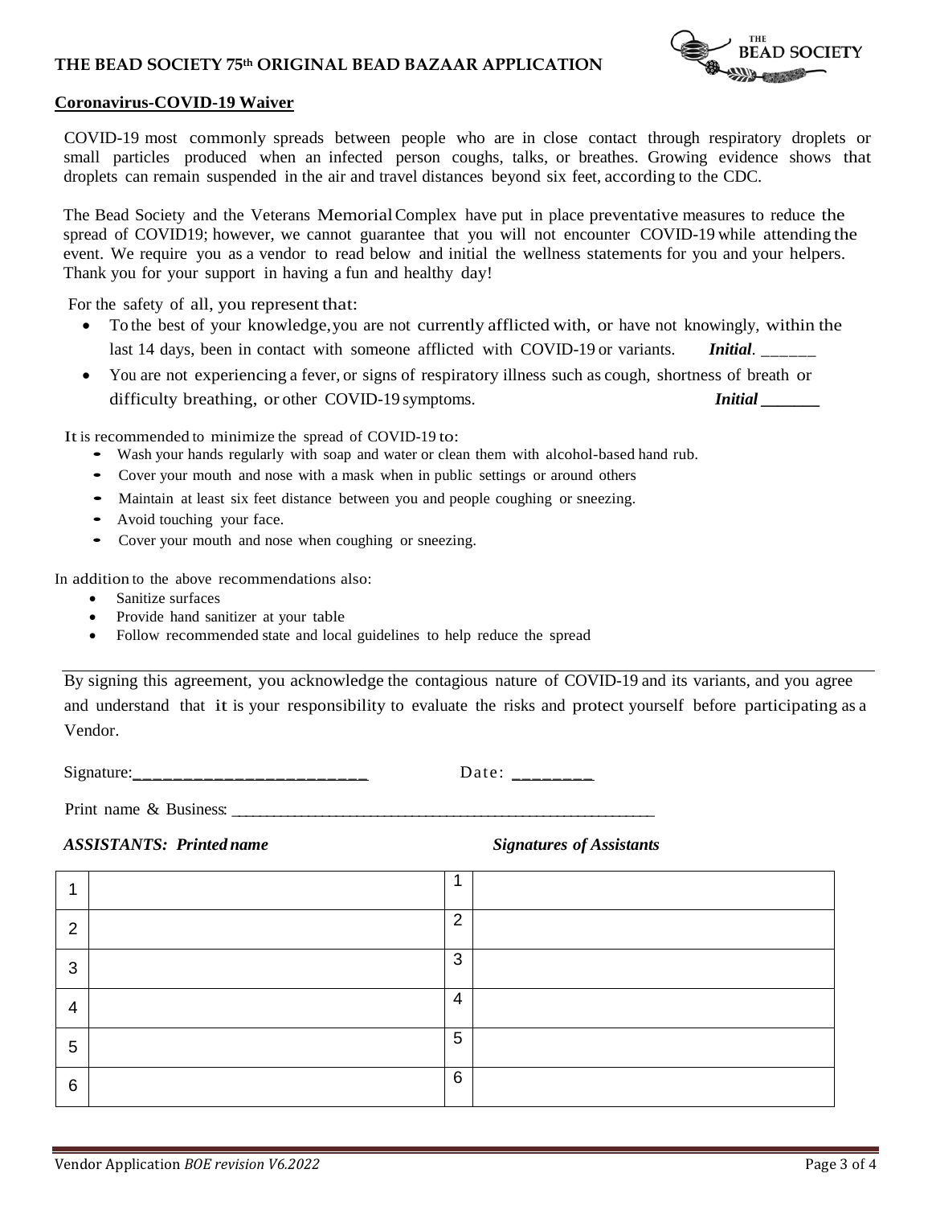**THE BEAD SOCIETY 75th ORIGINAL BEAD BAZAAR APPLICATION**

**Coronavirus-COVID-19 Waiver**

COVID-19 most commonly spreads between people who are in close contact through respiratory droplets or small particles produced when an infected person coughs, talks, or breathes. Growing evidence shows that droplets can remain suspended in the air and travel distances beyond six feet, according to the CDC.

The Bead Society and the Veterans Memorial Complex have put in place preventative measures to reduce the spread of COVID19; however, we cannot guarantee that you will not encounter COVID-19 while attending the event. We require you as a vendor to read below and initial the wellness statements for you and your helpers. Thank you for your support in having a fun and healthy day!

For the safety of all, you represent that:

- To the best of your knowledge, you are not currently afflicted with, or have not knowingly, within the last 14 days, been in contact with someone afflicted with COVID-19 or variants. ***Initial***. ______
- You are not experiencing a fever, or signs of respiratory illness such as cough, shortness of breath or difficulty breathing, or other COVID-19 symptoms. ***Initial*** ______

It is recommended to minimize the spread of COVID-19 to:

- Wash your hands regularly with soap and water or clean them with alcohol-based hand rub.
- Cover your mouth and nose with a mask when in public settings or around others
- Maintain at least six feet distance between you and people coughing or sneezing.
- Avoid touching your face.
- Cover your mouth and nose when coughing or sneezing.

In addition to the above recommendations also:

- Sanitize surfaces
- Provide hand sanitizer at your table
- Follow recommended state and local guidelines to help reduce the spread

---

By signing this agreement, you acknowledge the contagious nature of COVID-19 and its variants, and you agree and understand that it is your responsibility to evaluate the risks and protect yourself before participating as a Vendor.

Signature:________________________ Date: ________

Print name & Business: ________________________________________________

***ASSISTANTS: Printed name*** ***Signatures of Assistants***

| | | | |
|---|---|---|---|
| 1 | | 1 | |
| 2 | | 2 | |
| 3 | | 3 | |
| 4 | | 4 | |
| 5 | | 5 | |
| 6 | | 6 | |

Vendor Application *BOE revision V6.2022*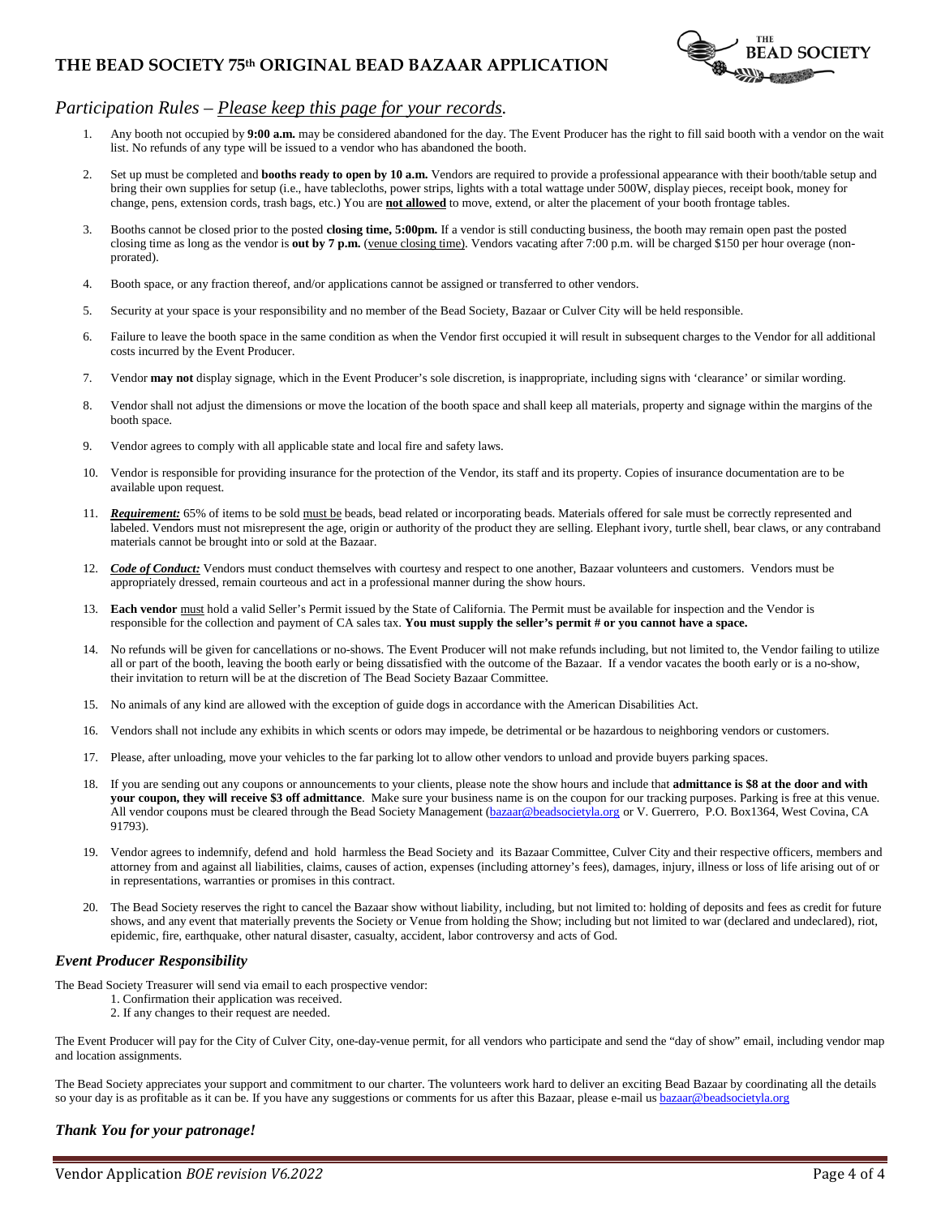# THE BEAD SOCIETY 75th ORIGINAL BEAD BAZAAR APPLICATION

## *Participation Rules – Please keep this page for your records.*

1. Any booth not occupied by **9:00 a.m.** may be considered abandoned for the day. The Event Producer has the right to fill said booth with a vendor on the wait list. No refunds of any type will be issued to a vendor who has abandoned the booth.
2. Set up must be completed and **booths ready to open by 10 a.m.** Vendors are required to provide a professional appearance with their booth/table setup and bring their own supplies for setup (i.e., have tablecloths, power strips, lights with a total wattage under 500W, display pieces, receipt book, money for change, pens, extension cords, trash bags, etc.) You are **not allowed** to move, extend, or alter the placement of your booth frontage tables.
3. Booths cannot be closed prior to the posted **closing time, 5:00pm.** If a vendor is still conducting business, the booth may remain open past the posted closing time as long as the vendor is **out by 7 p.m.** (venue closing time). Vendors vacating after 7:00 p.m. will be charged $150 per hour overage (non-prorated).
4. Booth space, or any fraction thereof, and/or applications cannot be assigned or transferred to other vendors.
5. Security at your space is your responsibility and no member of the Bead Society, Bazaar or Culver City will be held responsible.
6. Failure to leave the booth space in the same condition as when the Vendor first occupied it will result in subsequent charges to the Vendor for all additional costs incurred by the Event Producer.
7. Vendor **may not** display signage, which in the Event Producer's sole discretion, is inappropriate, including signs with 'clearance' or similar wording.
8. Vendor shall not adjust the dimensions or move the location of the booth space and shall keep all materials, property and signage within the margins of the booth space.
9. Vendor agrees to comply with all applicable state and local fire and safety laws.
10. Vendor is responsible for providing insurance for the protection of the Vendor, its staff and its property. Copies of insurance documentation are to be available upon request.
11. ***Requirement:*** 65% of items to be sold must be beads, bead related or incorporating beads. Materials offered for sale must be correctly represented and labeled. Vendors must not misrepresent the age, origin or authority of the product they are selling. Elephant ivory, turtle shell, bear claws, or any contraband materials cannot be brought into or sold at the Bazaar.
12. ***Code of Conduct:*** Vendors must conduct themselves with courtesy and respect to one another, Bazaar volunteers and customers. Vendors must be appropriately dressed, remain courteous and act in a professional manner during the show hours.
13. **Each vendor** must hold a valid Seller's Permit issued by the State of California. The Permit must be available for inspection and the Vendor is responsible for the collection and payment of CA sales tax. **You must supply the seller's permit # or you cannot have a space.**
14. No refunds will be given for cancellations or no-shows. The Event Producer will not make refunds including, but not limited to, the Vendor failing to utilize all or part of the booth, leaving the booth early or being dissatisfied with the outcome of the Bazaar. If a vendor vacates the booth early or is a no-show, their invitation to return will be at the discretion of The Bead Society Bazaar Committee.
15. No animals of any kind are allowed with the exception of guide dogs in accordance with the American Disabilities Act.
16. Vendors shall not include any exhibits in which scents or odors may impede, be detrimental or be hazardous to neighboring vendors or customers.
17. Please, after unloading, move your vehicles to the far parking lot to allow other vendors to unload and provide buyers parking spaces.
18. If you are sending out any coupons or announcements to your clients, please note the show hours and include that **admittance is $8 at the door and with your coupon, they will receive $3 off admittance**. Make sure your business name is on the coupon for our tracking purposes. Parking is free at this venue. All vendor coupons must be cleared through the Bead Society Management (bazaar@beadsocietyla.org or V. Guerrero, P.O. Box1364, West Covina, CA 91793).
19. Vendor agrees to indemnify, defend and hold harmless the Bead Society and its Bazaar Committee, Culver City and their respective officers, members and attorney from and against all liabilities, claims, causes of action, expenses (including attorney's fees), damages, injury, illness or loss of life arising out of or in representations, warranties or promises in this contract.
20. The Bead Society reserves the right to cancel the Bazaar show without liability, including, but not limited to: holding of deposits and fees as credit for future shows, and any event that materially prevents the Society or Venue from holding the Show; including but not limited to war (declared and undeclared), riot, epidemic, fire, earthquake, other natural disaster, casualty, accident, labor controversy and acts of God.

### *Event Producer Responsibility*

The Bead Society Treasurer will send via email to each prospective vendor:

1. Confirmation their application was received.
2. If any changes to their request are needed.

The Event Producer will pay for the City of Culver City, one-day-venue permit, for all vendors who participate and send the "day of show" email, including vendor map and location assignments.

The Bead Society appreciates your support and commitment to our charter. The volunteers work hard to deliver an exciting Bead Bazaar by coordinating all the details so your day is as profitable as it can be. If you have any suggestions or comments for us after this Bazaar, please e-mail us bazaar@beadsocietyla.org

### *Thank You for your patronage!*

Vendor Application *BOE revision V6.2022*